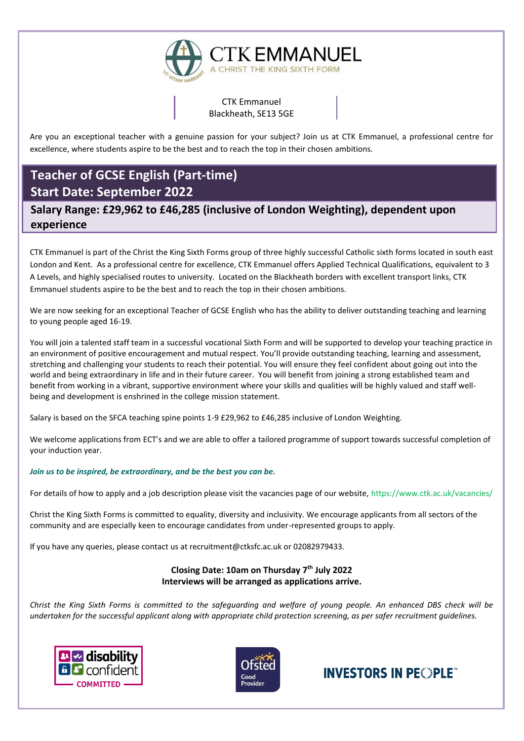CTK EMMANUEL
A CHRIST THE KING SIXTH FORM

CTK Emmanuel
Blackheath, SE13 5GE

Are you an exceptional teacher with a genuine passion for your subject? Join us at CTK Emmanuel, a professional centre for excellence, where students aspire to be the best and to reach the top in their chosen ambitions.

# Teacher of GCSE English (Part-time)
# Start Date: September 2022

## Salary Range: £29,962 to £46,285 (inclusive of London Weighting), dependent upon experience

CTK Emmanuel is part of the Christ the King Sixth Forms group of three highly successful Catholic sixth forms located in south east London and Kent. As a professional centre for excellence, CTK Emmanuel offers Applied Technical Qualifications, equivalent to 3 A Levels, and highly specialised routes to university. Located on the Blackheath borders with excellent transport links, CTK Emmanuel students aspire to be the best and to reach the top in their chosen ambitions.

We are now seeking for an exceptional Teacher of GCSE English who has the ability to deliver outstanding teaching and learning to young people aged 16-19.

You will join a talented staff team in a successful vocational Sixth Form and will be supported to develop your teaching practice in an environment of positive encouragement and mutual respect. You'll provide outstanding teaching, learning and assessment, stretching and challenging your students to reach their potential. You will ensure they feel confident about going out into the world and being extraordinary in life and in their future career. You will benefit from joining a strong established team and benefit from working in a vibrant, supportive environment where your skills and qualities will be highly valued and staff well-being and development is enshrined in the college mission statement.

Salary is based on the SFCA teaching spine points 1-9 £29,962 to £46,285 inclusive of London Weighting.

We welcome applications from ECT's and we are able to offer a tailored programme of support towards successful completion of your induction year.

***Join us to be inspired, be extraordinary, and be the best you can be.***

For details of how to apply and a job description please visit the vacancies page of our website, https://www.ctk.ac.uk/vacancies/

Christ the King Sixth Forms is committed to equality, diversity and inclusivity. We encourage applicants from all sectors of the community and are especially keen to encourage candidates from under-represented groups to apply.

If you have any queries, please contact us at recruitment@ctksfc.ac.uk or 02082979433.

**Closing Date: 10am on Thursday 7th July 2022**
**Interviews will be arranged as applications arrive.**

*Christ the King Sixth Forms is committed to the safeguarding and welfare of young people. An enhanced DBS check will be undertaken for the successful applicant along with appropriate child protection screening, as per safer recruitment guidelines.*

disability confident COMMITTED

Ofsted Good Provider

INVESTORS IN PEOPLE™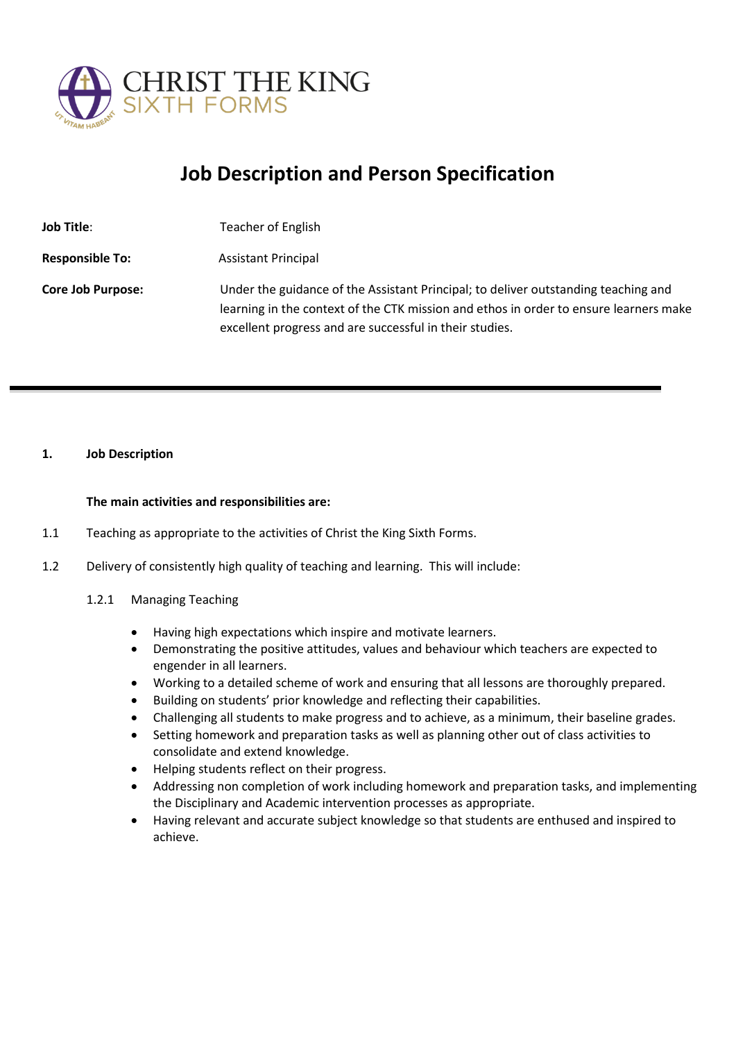CHRIST THE KING
SIXTH FORMS

# Job Description and Person Specification

**Job Title**: Teacher of English

**Responsible To:** Assistant Principal

**Core Job Purpose:** Under the guidance of the Assistant Principal; to deliver outstanding teaching and learning in the context of the CTK mission and ethos in order to ensure learners make excellent progress and are successful in their studies.

---

## 1. Job Description

**The main activities and responsibilities are:**

1.1 Teaching as appropriate to the activities of Christ the King Sixth Forms.

1.2 Delivery of consistently high quality of teaching and learning. This will include:

1.2.1 Managing Teaching

- Having high expectations which inspire and motivate learners.
- Demonstrating the positive attitudes, values and behaviour which teachers are expected to engender in all learners.
- Working to a detailed scheme of work and ensuring that all lessons are thoroughly prepared.
- Building on students' prior knowledge and reflecting their capabilities.
- Challenging all students to make progress and to achieve, as a minimum, their baseline grades.
- Setting homework and preparation tasks as well as planning other out of class activities to consolidate and extend knowledge.
- Helping students reflect on their progress.
- Addressing non completion of work including homework and preparation tasks, and implementing the Disciplinary and Academic intervention processes as appropriate.
- Having relevant and accurate subject knowledge so that students are enthused and inspired to achieve.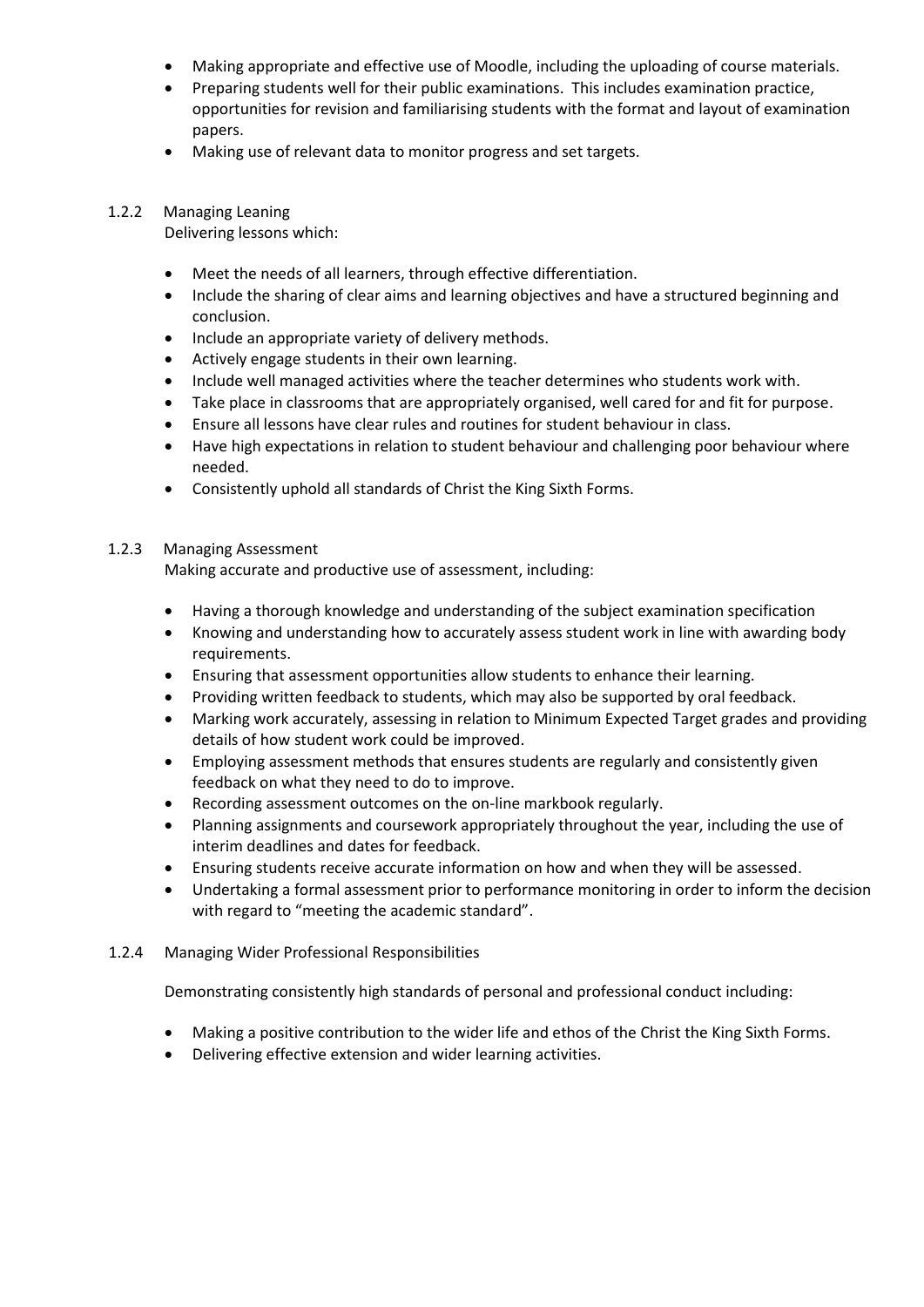- Making appropriate and effective use of Moodle, including the uploading of course materials.
- Preparing students well for their public examinations. This includes examination practice, opportunities for revision and familiarising students with the format and layout of examination papers.
- Making use of relevant data to monitor progress and set targets.

1.2.2 Managing Leaning

Delivering lessons which:

- Meet the needs of all learners, through effective differentiation.
- Include the sharing of clear aims and learning objectives and have a structured beginning and conclusion.
- Include an appropriate variety of delivery methods.
- Actively engage students in their own learning.
- Include well managed activities where the teacher determines who students work with.
- Take place in classrooms that are appropriately organised, well cared for and fit for purpose.
- Ensure all lessons have clear rules and routines for student behaviour in class.
- Have high expectations in relation to student behaviour and challenging poor behaviour where needed.
- Consistently uphold all standards of Christ the King Sixth Forms.

1.2.3 Managing Assessment

Making accurate and productive use of assessment, including:

- Having a thorough knowledge and understanding of the subject examination specification
- Knowing and understanding how to accurately assess student work in line with awarding body requirements.
- Ensuring that assessment opportunities allow students to enhance their learning.
- Providing written feedback to students, which may also be supported by oral feedback.
- Marking work accurately, assessing in relation to Minimum Expected Target grades and providing details of how student work could be improved.
- Employing assessment methods that ensures students are regularly and consistently given feedback on what they need to do to improve.
- Recording assessment outcomes on the on-line markbook regularly.
- Planning assignments and coursework appropriately throughout the year, including the use of interim deadlines and dates for feedback.
- Ensuring students receive accurate information on how and when they will be assessed.
- Undertaking a formal assessment prior to performance monitoring in order to inform the decision with regard to "meeting the academic standard".

1.2.4 Managing Wider Professional Responsibilities

Demonstrating consistently high standards of personal and professional conduct including:

- Making a positive contribution to the wider life and ethos of the Christ the King Sixth Forms.
- Delivering effective extension and wider learning activities.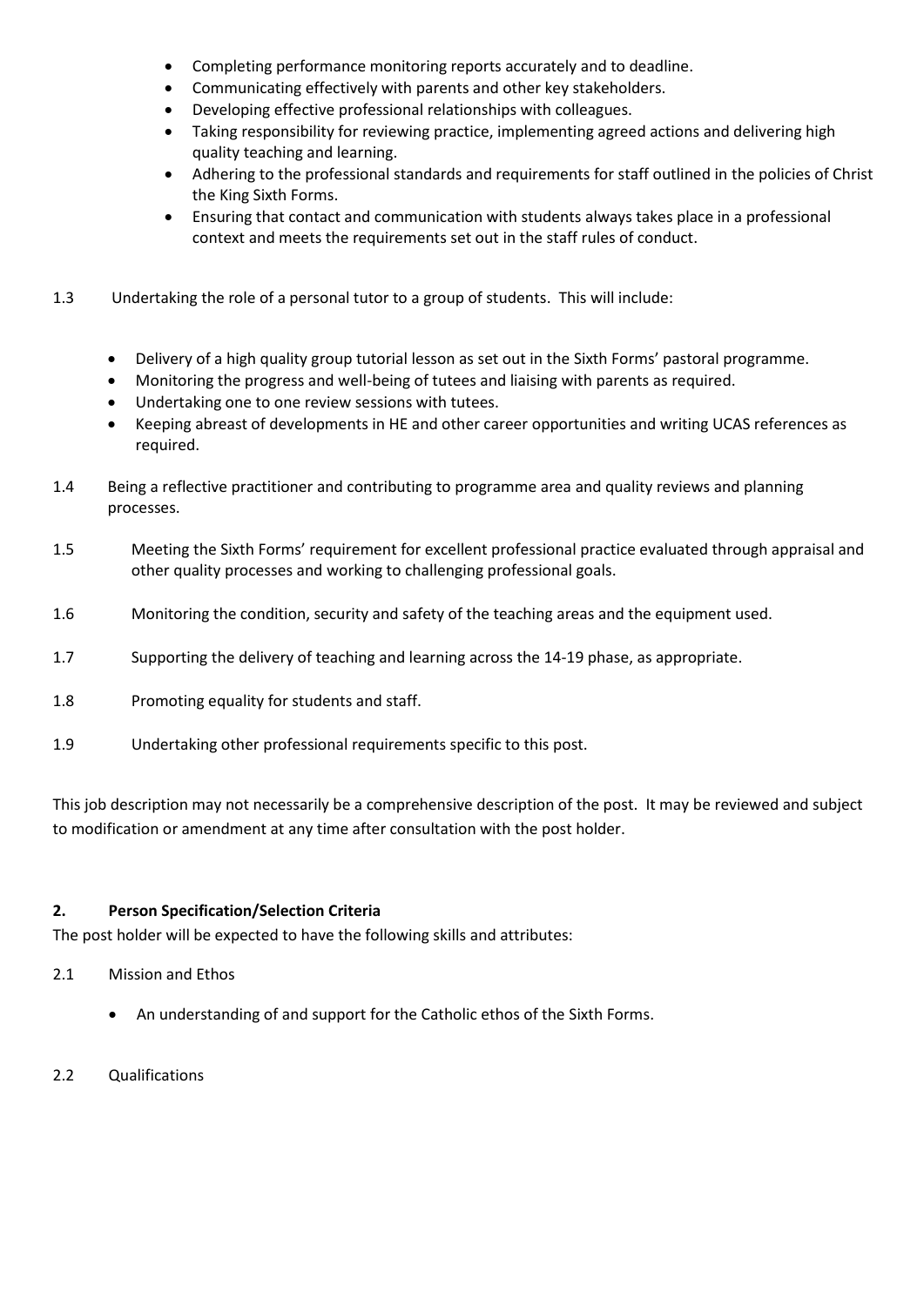- Completing performance monitoring reports accurately and to deadline.
- Communicating effectively with parents and other key stakeholders.
- Developing effective professional relationships with colleagues.
- Taking responsibility for reviewing practice, implementing agreed actions and delivering high quality teaching and learning.
- Adhering to the professional standards and requirements for staff outlined in the policies of Christ the King Sixth Forms.
- Ensuring that contact and communication with students always takes place in a professional context and meets the requirements set out in the staff rules of conduct.

1.3 Undertaking the role of a personal tutor to a group of students. This will include:

- Delivery of a high quality group tutorial lesson as set out in the Sixth Forms' pastoral programme.
- Monitoring the progress and well-being of tutees and liaising with parents as required.
- Undertaking one to one review sessions with tutees.
- Keeping abreast of developments in HE and other career opportunities and writing UCAS references as required.

1.4 Being a reflective practitioner and contributing to programme area and quality reviews and planning processes.

1.5 Meeting the Sixth Forms' requirement for excellent professional practice evaluated through appraisal and other quality processes and working to challenging professional goals.

1.6 Monitoring the condition, security and safety of the teaching areas and the equipment used.

1.7 Supporting the delivery of teaching and learning across the 14-19 phase, as appropriate.

1.8 Promoting equality for students and staff.

1.9 Undertaking other professional requirements specific to this post.

This job description may not necessarily be a comprehensive description of the post. It may be reviewed and subject to modification or amendment at any time after consultation with the post holder.

## 2. Person Specification/Selection Criteria

The post holder will be expected to have the following skills and attributes:

2.1 Mission and Ethos

- An understanding of and support for the Catholic ethos of the Sixth Forms.

2.2 Qualifications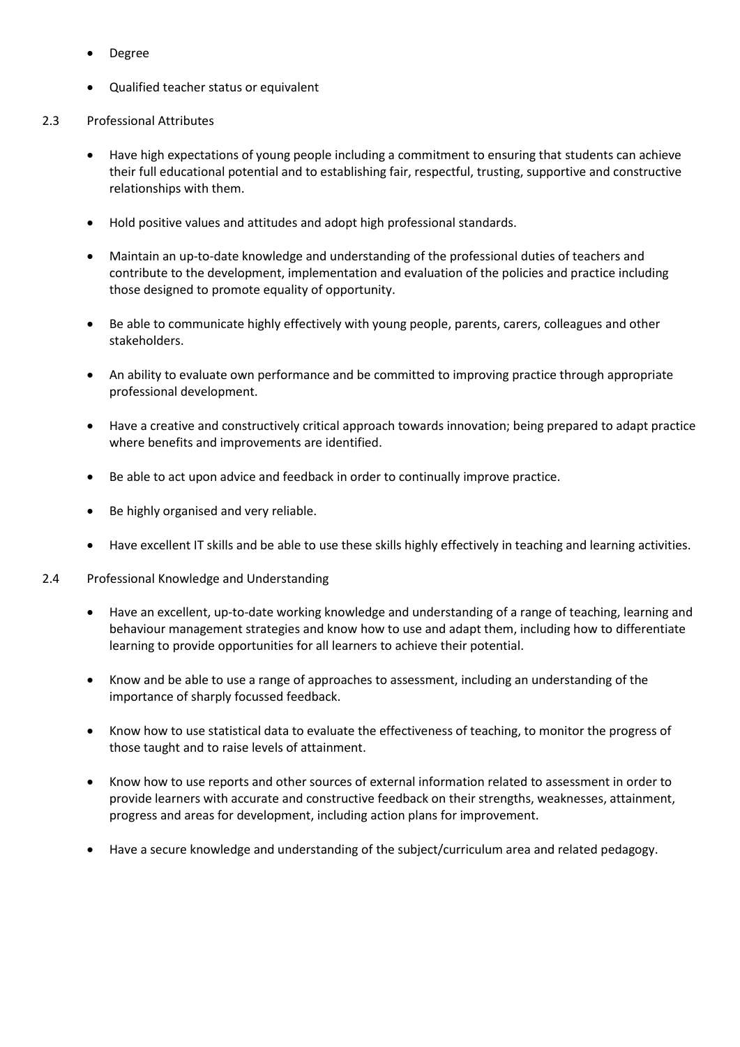- Degree
- Qualified teacher status or equivalent

2.3 Professional Attributes

- Have high expectations of young people including a commitment to ensuring that students can achieve their full educational potential and to establishing fair, respectful, trusting, supportive and constructive relationships with them.
- Hold positive values and attitudes and adopt high professional standards.
- Maintain an up-to-date knowledge and understanding of the professional duties of teachers and contribute to the development, implementation and evaluation of the policies and practice including those designed to promote equality of opportunity.
- Be able to communicate highly effectively with young people, parents, carers, colleagues and other stakeholders.
- An ability to evaluate own performance and be committed to improving practice through appropriate professional development.
- Have a creative and constructively critical approach towards innovation; being prepared to adapt practice where benefits and improvements are identified.
- Be able to act upon advice and feedback in order to continually improve practice.
- Be highly organised and very reliable.
- Have excellent IT skills and be able to use these skills highly effectively in teaching and learning activities.

2.4 Professional Knowledge and Understanding

- Have an excellent, up-to-date working knowledge and understanding of a range of teaching, learning and behaviour management strategies and know how to use and adapt them, including how to differentiate learning to provide opportunities for all learners to achieve their potential.
- Know and be able to use a range of approaches to assessment, including an understanding of the importance of sharply focussed feedback.
- Know how to use statistical data to evaluate the effectiveness of teaching, to monitor the progress of those taught and to raise levels of attainment.
- Know how to use reports and other sources of external information related to assessment in order to provide learners with accurate and constructive feedback on their strengths, weaknesses, attainment, progress and areas for development, including action plans for improvement.
- Have a secure knowledge and understanding of the subject/curriculum area and related pedagogy.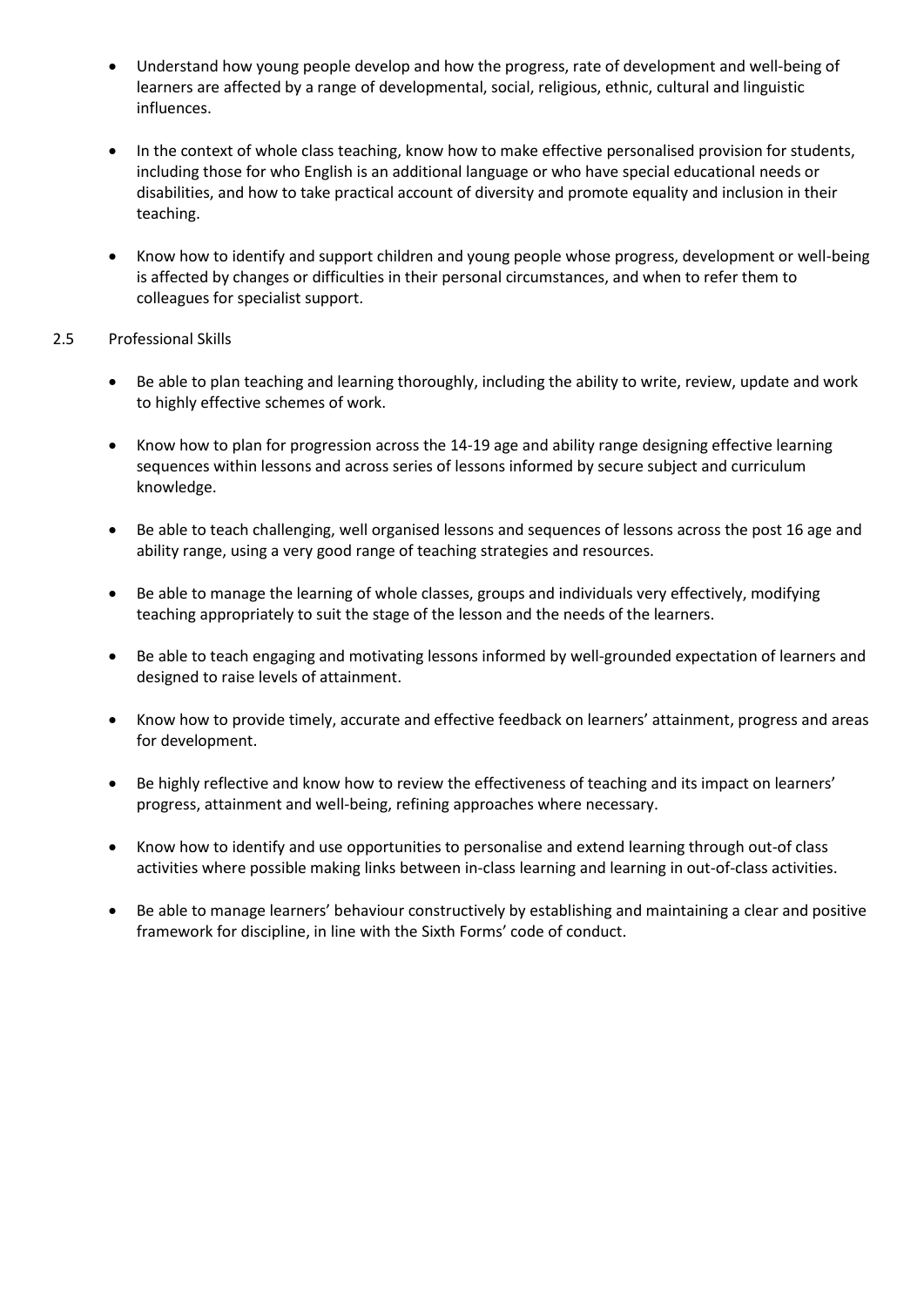- Understand how young people develop and how the progress, rate of development and well-being of learners are affected by a range of developmental, social, religious, ethnic, cultural and linguistic influences.

- In the context of whole class teaching, know how to make effective personalised provision for students, including those for who English is an additional language or who have special educational needs or disabilities, and how to take practical account of diversity and promote equality and inclusion in their teaching.

- Know how to identify and support children and young people whose progress, development or well-being is affected by changes or difficulties in their personal circumstances, and when to refer them to colleagues for specialist support.

2.5 Professional Skills

- Be able to plan teaching and learning thoroughly, including the ability to write, review, update and work to highly effective schemes of work.

- Know how to plan for progression across the 14-19 age and ability range designing effective learning sequences within lessons and across series of lessons informed by secure subject and curriculum knowledge.

- Be able to teach challenging, well organised lessons and sequences of lessons across the post 16 age and ability range, using a very good range of teaching strategies and resources.

- Be able to manage the learning of whole classes, groups and individuals very effectively, modifying teaching appropriately to suit the stage of the lesson and the needs of the learners.

- Be able to teach engaging and motivating lessons informed by well-grounded expectation of learners and designed to raise levels of attainment.

- Know how to provide timely, accurate and effective feedback on learners' attainment, progress and areas for development.

- Be highly reflective and know how to review the effectiveness of teaching and its impact on learners' progress, attainment and well-being, refining approaches where necessary.

- Know how to identify and use opportunities to personalise and extend learning through out-of class activities where possible making links between in-class learning and learning in out-of-class activities.

- Be able to manage learners' behaviour constructively by establishing and maintaining a clear and positive framework for discipline, in line with the Sixth Forms' code of conduct.